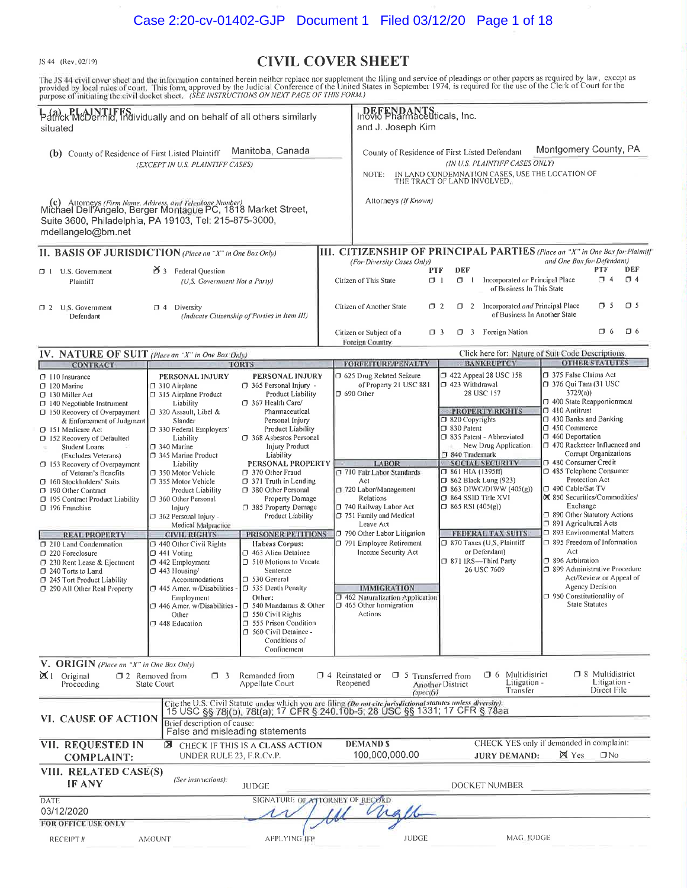JS 44 (Rev. 02/19)

# CIVIL COVER SHEET

The JS 44 civil cover sheet and the information contained herein neither replace nor supplement the filing and service of pleadings or other papers as required by law, except as provided by local rules of court. This form, approved by the Judicial Conference of the United States in September 1974, is required for the use of the Clerk of Court for the purpose of initiating the civil docket sheet. *(SEE INSTRUCTIONS ON NEXT PAGE OF THIS FORM.)*

**I. (a) PLAINTIFFS**
Patrick McDermid, individually and on behalf of all others similarly situated

**DEFENDANTS**
Inovio Pharmaceuticals, Inc. and J. Joseph Kim

**(b)** County of Residence of First Listed Plaintiff: Manitoba, Canada
*(EXCEPT IN U.S. PLAINTIFF CASES)*

County of Residence of First Listed Defendant: Montgomery County, PA
*(IN U.S. PLAINTIFF CASES ONLY)*
NOTE: IN LAND CONDEMNATION CASES, USE THE LOCATION OF THE TRACT OF LAND INVOLVED.

**(c)** Attorneys *(Firm Name, Address, and Telephone Number)*
Michael Dell'Angelo, Berger Montague PC, 1818 Market Street, Suite 3600, Philadelphia, PA 19103, Tel: 215-875-3000, mdellangelo@bm.net

Attorneys *(If Known)*

## II. BASIS OF JURISDICTION *(Place an "X" in One Box Only)*

- ☐ 1 U.S. Government Plaintiff
- ☒ 3 Federal Question *(U.S. Government Not a Party)*
- ☐ 2 U.S. Government Defendant
- ☐ 4 Diversity *(Indicate Citizenship of Parties in Item III)*

## III. CITIZENSHIP OF PRINCIPAL PARTIES *(Place an "X" in One Box for Plaintiff and One Box for Defendant)* *(For Diversity Cases Only)*

| | PTF | DEF | | PTF | DEF |
|---|---|---|---|---|---|
| Citizen of This State | ☐ 1 | ☐ 1 | Incorporated *or* Principal Place of Business In This State | ☐ 4 | ☐ 4 |
| Citizen of Another State | ☐ 2 | ☐ 2 | Incorporated *and* Principal Place of Business In Another State | ☐ 5 | ☐ 5 |
| Citizen or Subject of a Foreign Country | ☐ 3 | ☐ 3 | Foreign Nation | ☐ 6 | ☐ 6 |

## IV. NATURE OF SUIT *(Place an "X" in One Box Only)*

Click here for: Nature of Suit Code Descriptions.

**CONTRACT**
- ☐ 110 Insurance
- ☐ 120 Marine
- ☐ 130 Miller Act
- ☐ 140 Negotiable Instrument
- ☐ 150 Recovery of Overpayment & Enforcement of Judgment
- ☐ 151 Medicare Act
- ☐ 152 Recovery of Defaulted Student Loans (Excludes Veterans)
- ☐ 153 Recovery of Overpayment of Veteran's Benefits
- ☐ 160 Stockholders' Suits
- ☐ 190 Other Contract
- ☐ 195 Contract Product Liability
- ☐ 196 Franchise

**REAL PROPERTY**
- ☐ 210 Land Condemnation
- ☐ 220 Foreclosure
- ☐ 230 Rent Lease & Ejectment
- ☐ 240 Torts to Land
- ☐ 245 Tort Product Liability
- ☐ 290 All Other Real Property

**TORTS**

PERSONAL INJURY
- ☐ 310 Airplane
- ☐ 315 Airplane Product Liability
- ☐ 320 Assault, Libel & Slander
- ☐ 330 Federal Employers' Liability
- ☐ 340 Marine
- ☐ 345 Marine Product Liability
- ☐ 350 Motor Vehicle
- ☐ 355 Motor Vehicle Product Liability
- ☐ 360 Other Personal Injury
- ☐ 362 Personal Injury - Medical Malpractice

PERSONAL INJURY
- ☐ 365 Personal Injury - Product Liability
- ☐ 367 Health Care/ Pharmaceutical Personal Injury Product Liability
- ☐ 368 Asbestos Personal Injury Product Liability

PERSONAL PROPERTY
- ☐ 370 Other Fraud
- ☐ 371 Truth in Lending
- ☐ 380 Other Personal Property Damage
- ☐ 385 Property Damage Product Liability

**CIVIL RIGHTS**
- ☐ 440 Other Civil Rights
- ☐ 441 Voting
- ☐ 442 Employment
- ☐ 443 Housing/ Accommodations
- ☐ 445 Amer. w/Disabilities - Employment
- ☐ 446 Amer. w/Disabilities - Other
- ☐ 448 Education

**PRISONER PETITIONS**

Habeas Corpus:
- ☐ 463 Alien Detainee
- ☐ 510 Motions to Vacate Sentence
- ☐ 530 General
- ☐ 535 Death Penalty

Other:
- ☐ 540 Mandamus & Other
- ☐ 550 Civil Rights
- ☐ 555 Prison Condition
- ☐ 560 Civil Detainee - Conditions of Confinement

**FORFEITURE/PENALTY**
- ☐ 625 Drug Related Seizure of Property 21 USC 881
- ☐ 690 Other

**LABOR**
- ☐ 710 Fair Labor Standards Act
- ☐ 720 Labor/Management Relations
- ☐ 740 Railway Labor Act
- ☐ 751 Family and Medical Leave Act
- ☐ 790 Other Labor Litigation
- ☐ 791 Employee Retirement Income Security Act

**IMMIGRATION**
- ☐ 462 Naturalization Application
- ☐ 465 Other Immigration Actions

**BANKRUPTCY**
- ☐ 422 Appeal 28 USC 158
- ☐ 423 Withdrawal 28 USC 157

**PROPERTY RIGHTS**
- ☐ 820 Copyrights
- ☐ 830 Patent
- ☐ 835 Patent - Abbreviated New Drug Application
- ☐ 840 Trademark

**SOCIAL SECURITY**
- ☐ 861 HIA (1395ff)
- ☐ 862 Black Lung (923)
- ☐ 863 DIWC/DIWW (405(g))
- ☐ 864 SSID Title XVI
- ☐ 865 RSI (405(g))

**FEDERAL TAX SUITS**
- ☐ 870 Taxes (U.S. Plaintiff or Defendant)
- ☐ 871 IRS—Third Party 26 USC 7609

**OTHER STATUTES**
- ☐ 375 False Claims Act
- ☐ 376 Qui Tam (31 USC 3729(a))
- ☐ 400 State Reapportionment
- ☐ 410 Antitrust
- ☐ 430 Banks and Banking
- ☐ 450 Commerce
- ☐ 460 Deportation
- ☐ 470 Racketeer Influenced and Corrupt Organizations
- ☐ 480 Consumer Credit
- ☐ 485 Telephone Consumer Protection Act
- ☐ 490 Cable/Sat TV
- ☒ 850 Securities/Commodities/ Exchange
- ☐ 890 Other Statutory Actions
- ☐ 891 Agricultural Acts
- ☐ 893 Environmental Matters
- ☐ 895 Freedom of Information Act
- ☐ 896 Arbitration
- ☐ 899 Administrative Procedure Act/Review or Appeal of Agency Decision
- ☐ 950 Constitutionality of State Statutes

## V. ORIGIN *(Place an "X" in One Box Only)*

- ☒ 1 Original Proceeding
- ☐ 2 Removed from State Court
- ☐ 3 Remanded from Appellate Court
- ☐ 4 Reinstated or Reopened
- ☐ 5 Transferred from Another District *(specify)*
- ☐ 6 Multidistrict Litigation - Transfer
- ☐ 8 Multidistrict Litigation - Direct File

## VI. CAUSE OF ACTION

Cite the U.S. Civil Statute under which you are filing *(Do not cite jurisdictional statutes unless diversity)*:
15 USC §§ 78j(b), 78t(a); 17 CFR § 240.10b-5; 28 USC §§ 1331; 17 CFR § 78aa

Brief description of cause:
False and misleading statements

## VII. REQUESTED IN COMPLAINT:

☒ CHECK IF THIS IS A CLASS ACTION UNDER RULE 23, F.R.Cv.P.

DEMAND $ 100,000,000.00

CHECK YES only if demanded in complaint:
JURY DEMAND: ☒ Yes ☐ No

## VIII. RELATED CASE(S) IF ANY

*(See instructions):* JUDGE ______ DOCKET NUMBER ______

DATE: 03/12/2020

SIGNATURE OF ATTORNEY OF RECORD: /s/ M Dell'Angelo

**FOR OFFICE USE ONLY**

RECEIPT # ______ AMOUNT ______ APPLYING IFP ______ JUDGE ______ MAG. JUDGE ______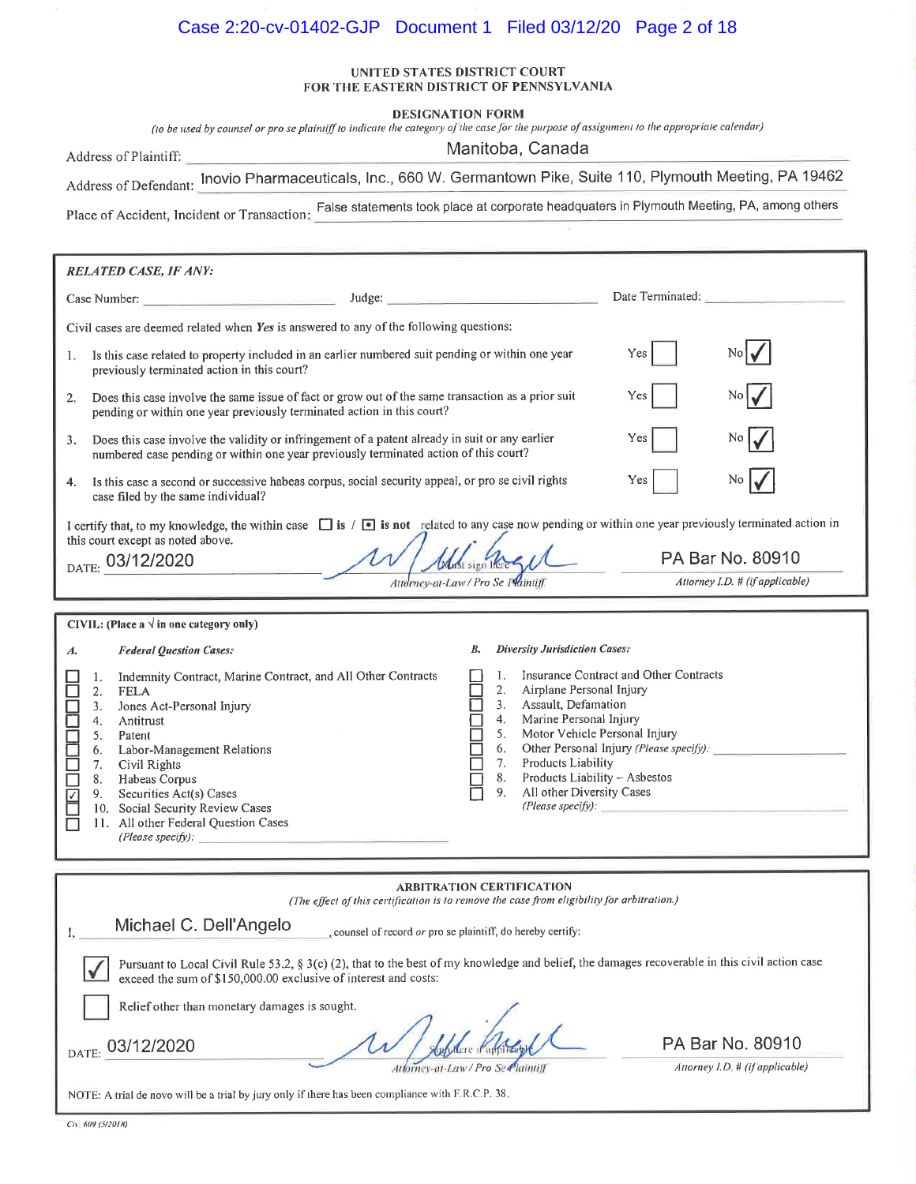**UNITED STATES DISTRICT COURT**
**FOR THE EASTERN DISTRICT OF PENNSYLVANIA**

**DESIGNATION FORM**

*(to be used by counsel or pro se plaintiff to indicate the category of the case for the purpose of assignment to the appropriate calendar)*

Address of Plaintiff: Manitoba, Canada

Address of Defendant: Inovio Pharmaceuticals, Inc., 660 W. Germantown Pike, Suite 110, Plymouth Meeting, PA 19462

Place of Accident, Incident or Transaction: False statements took place at corporate headquaters in Plymouth Meeting, PA, among others

---

***RELATED CASE, IF ANY:***

Case Number: ______________ Judge: ______________ Date Terminated: ______________

Civil cases are deemed related when ***Yes*** is answered to any of the following questions:

1. Is this case related to property included in an earlier numbered suit pending or within one year previously terminated action in this court? Yes ☐ No ☑
2. Does this case involve the same issue of fact or grow out of the same transaction as a prior suit pending or within one year previously terminated action in this court? Yes ☐ No ☑
3. Does this case involve the validity or infringement of a patent already in suit or any earlier numbered case pending or within one year previously terminated action of this court? Yes ☐ No ☑
4. Is this case a second or successive habeas corpus, social security appeal, or pro se civil rights case filed by the same individual? Yes ☐ No ☑

I certify that, to my knowledge, the within case ☐ **is** / ☒ **is not** related to any case now pending or within one year previously terminated action in this court except as noted above.

DATE: 03/12/2020 ______________ *Must sign here* — *Attorney-at-Law / Pro Se Plaintiff* PA Bar No. 80910 — *Attorney I.D. # (if applicable)*

---

**CIVIL: (Place a √ in one category only)**

*A.* ***Federal Question Cases:***

- ☐ 1. Indemnity Contract, Marine Contract, and All Other Contracts
- ☐ 2. FELA
- ☐ 3. Jones Act-Personal Injury
- ☐ 4. Antitrust
- ☐ 5. Patent
- ☐ 6. Labor-Management Relations
- ☐ 7. Civil Rights
- ☐ 8. Habeas Corpus
- ☑ 9. Securities Act(s) Cases
- ☐ 10. Social Security Review Cases
- ☐ 11. All other Federal Question Cases *(Please specify):* ______________

*B.* ***Diversity Jurisdiction Cases:***

- ☐ 1. Insurance Contract and Other Contracts
- ☐ 2. Airplane Personal Injury
- ☐ 3. Assault, Defamation
- ☐ 4. Marine Personal Injury
- ☐ 5. Motor Vehicle Personal Injury
- ☐ 6. Other Personal Injury *(Please specify):* ______________
- ☐ 7. Products Liability
- ☐ 8. Products Liability – Asbestos
- ☐ 9. All other Diversity Cases *(Please specify):* ______________

---

**ARBITRATION CERTIFICATION**

*(The effect of this certification is to remove the case from eligibility for arbitration.)*

I, Michael C. Dell'Angelo, counsel of record *or* pro se plaintiff, do hereby certify:

☑ Pursuant to Local Civil Rule 53.2, § 3(c) (2), that to the best of my knowledge and belief, the damages recoverable in this civil action case exceed the sum of $150,000.00 exclusive of interest and costs:

☐ Relief other than monetary damages is sought.

DATE: 03/12/2020 ______________ *Sign here if applicable* — *Attorney-at-Law / Pro Se Plaintiff* PA Bar No. 80910 — *Attorney I.D. # (if applicable)*

NOTE: A trial de novo will be a trial by jury only if there has been compliance with F.R.C.P. 38.

*Civ. 609 (5/2018)*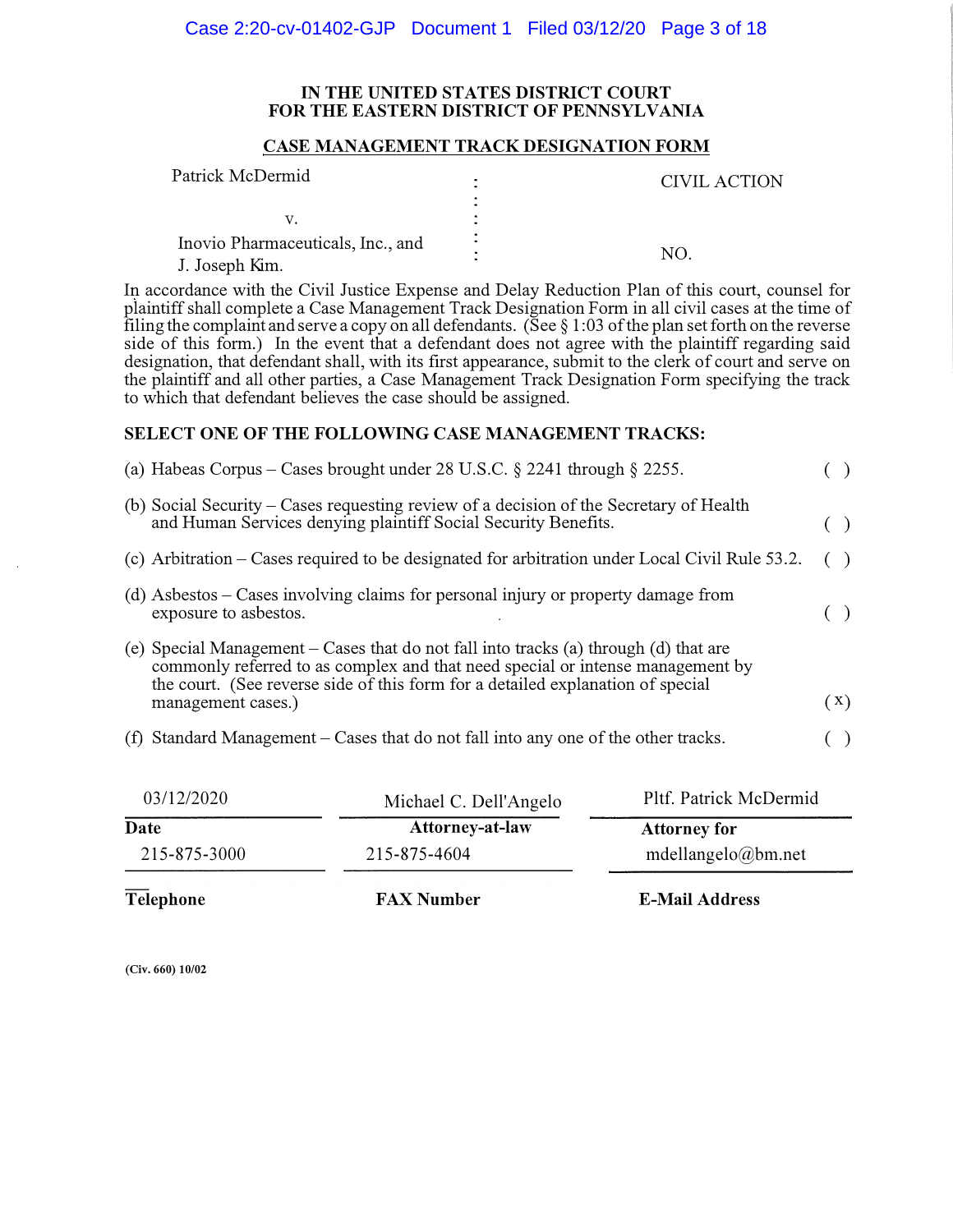# IN THE UNITED STATES DISTRICT COURT
# FOR THE EASTERN DISTRICT OF PENNSYLVANIA

## CASE MANAGEMENT TRACK DESIGNATION FORM

| | | |
|---|---|---|
| Patrick McDermid | : | CIVIL ACTION |
| | : | |
| v. | : | |
| Inovio Pharmaceuticals, Inc., and J. Joseph Kim. | : | NO. |

In accordance with the Civil Justice Expense and Delay Reduction Plan of this court, counsel for plaintiff shall complete a Case Management Track Designation Form in all civil cases at the time of filing the complaint and serve a copy on all defendants. (See § 1:03 of the plan set forth on the reverse side of this form.) In the event that a defendant does not agree with the plaintiff regarding said designation, that defendant shall, with its first appearance, submit to the clerk of court and serve on the plaintiff and all other parties, a Case Management Track Designation Form specifying the track to which that defendant believes the case should be assigned.

**SELECT ONE OF THE FOLLOWING CASE MANAGEMENT TRACKS:**

(a) Habeas Corpus – Cases brought under 28 U.S.C. § 2241 through § 2255. ( )

(b) Social Security – Cases requesting review of a decision of the Secretary of Health and Human Services denying plaintiff Social Security Benefits. ( )

(c) Arbitration – Cases required to be designated for arbitration under Local Civil Rule 53.2. ( )

(d) Asbestos – Cases involving claims for personal injury or property damage from exposure to asbestos. ( )

(e) Special Management – Cases that do not fall into tracks (a) through (d) that are commonly referred to as complex and that need special or intense management by the court. (See reverse side of this form for a detailed explanation of special management cases.) (x)

(f) Standard Management – Cases that do not fall into any one of the other tracks. ( )

| 03/12/2020 | Michael C. Dell'Angelo | Pltf. Patrick McDermid |
|---|---|---|
| **Date** | **Attorney-at-law** | **Attorney for** |
| 215-875-3000 | 215-875-4604 | mdellangelo@bm.net |
| **Telephone** | **FAX Number** | **E-Mail Address** |

(Civ. 660) 10/02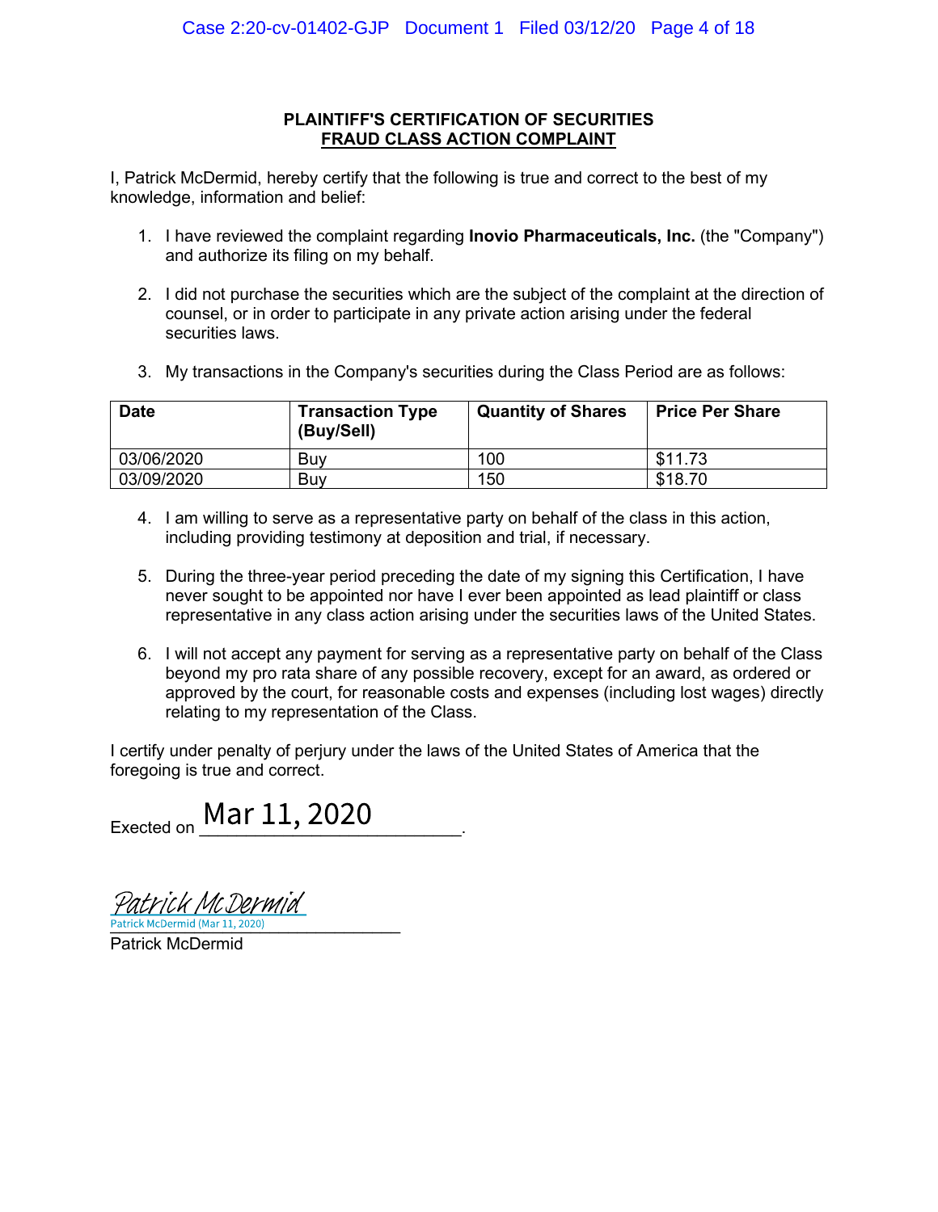**PLAINTIFF'S CERTIFICATION OF SECURITIES FRAUD CLASS ACTION COMPLAINT**

I, Patrick McDermid, hereby certify that the following is true and correct to the best of my knowledge, information and belief:

1. I have reviewed the complaint regarding **Inovio Pharmaceuticals, Inc.** (the "Company") and authorize its filing on my behalf.

2. I did not purchase the securities which are the subject of the complaint at the direction of counsel, or in order to participate in any private action arising under the federal securities laws.

3. My transactions in the Company's securities during the Class Period are as follows:

| Date | Transaction Type (Buy/Sell) | Quantity of Shares | Price Per Share |
|---|---|---|---|
| 03/06/2020 | Buy | 100 | $11.73 |
| 03/09/2020 | Buy | 150 | $18.70 |

4. I am willing to serve as a representative party on behalf of the class in this action, including providing testimony at deposition and trial, if necessary.

5. During the three-year period preceding the date of my signing this Certification, I have never sought to be appointed nor have I ever been appointed as lead plaintiff or class representative in any class action arising under the securities laws of the United States.

6. I will not accept any payment for serving as a representative party on behalf of the Class beyond my pro rata share of any possible recovery, except for an award, as ordered or approved by the court, for reasonable costs and expenses (including lost wages) directly relating to my representation of the Class.

I certify under penalty of perjury under the laws of the United States of America that the foregoing is true and correct.

Exected on Mar 11, 2020.

*Patrick McDermid*
Patrick McDermid (Mar 11, 2020)

Patrick McDermid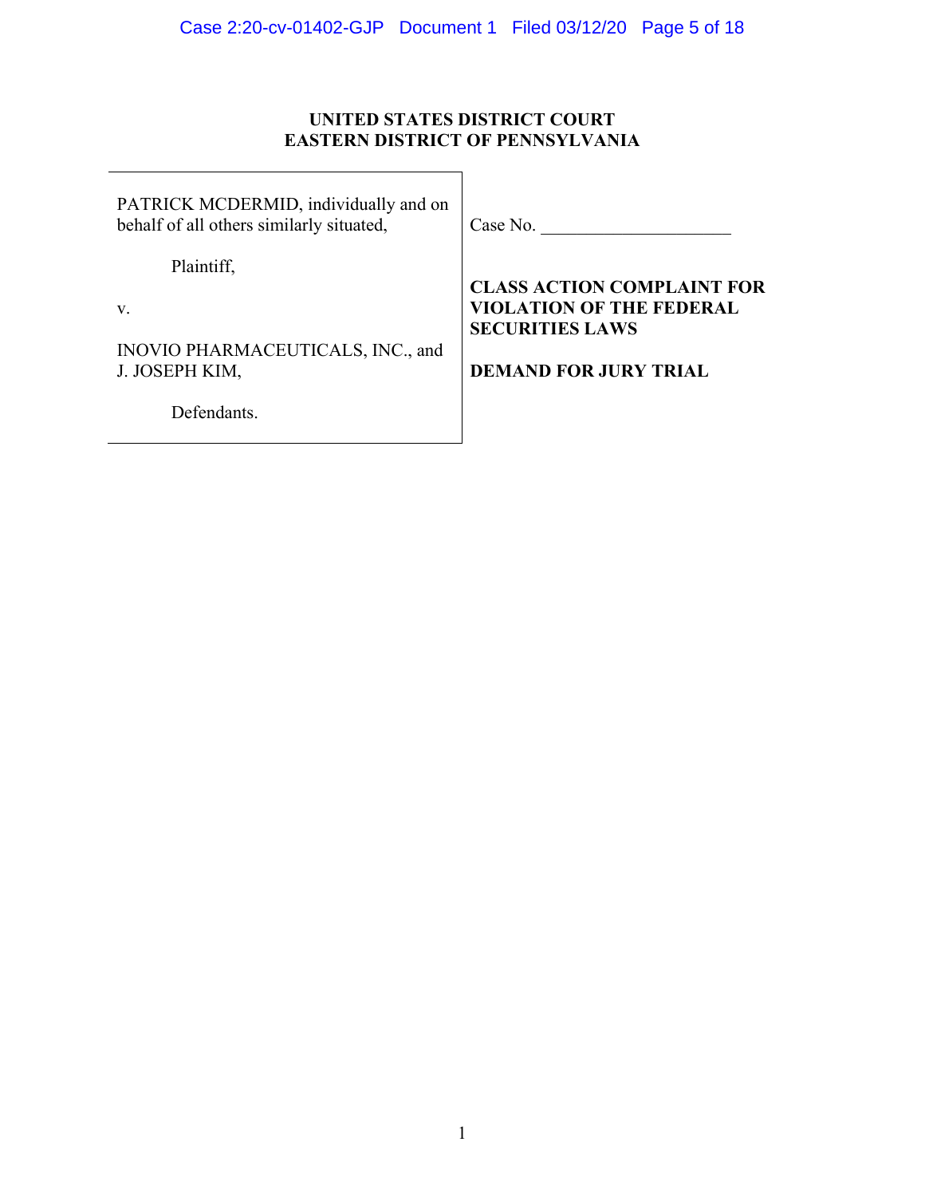**UNITED STATES DISTRICT COURT**
**EASTERN DISTRICT OF PENNSYLVANIA**

| | |
|---|---|
| PATRICK MCDERMID, individually and on behalf of all others similarly situated,<br><br>Plaintiff,<br><br>v.<br><br>INOVIO PHARMACEUTICALS, INC., and J. JOSEPH KIM,<br><br>Defendants. | Case No. \_\_\_\_\_\_\_\_\_\_\_\_\_\_\_\_\_\_\_\_<br><br>**CLASS ACTION COMPLAINT FOR VIOLATION OF THE FEDERAL SECURITIES LAWS**<br><br>**DEMAND FOR JURY TRIAL** |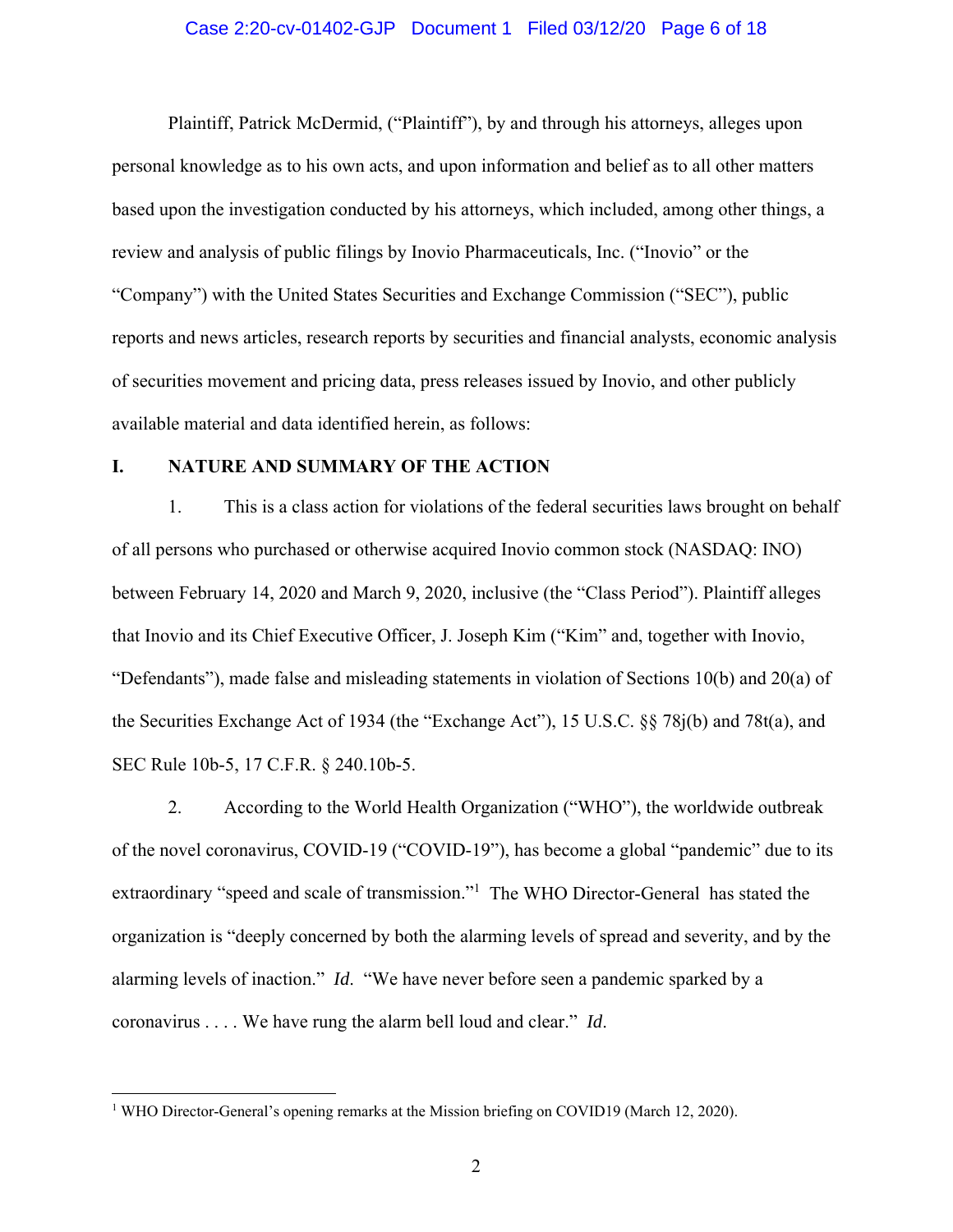Plaintiff, Patrick McDermid, ("Plaintiff"), by and through his attorneys, alleges upon personal knowledge as to his own acts, and upon information and belief as to all other matters based upon the investigation conducted by his attorneys, which included, among other things, a review and analysis of public filings by Inovio Pharmaceuticals, Inc. ("Inovio" or the "Company") with the United States Securities and Exchange Commission ("SEC"), public reports and news articles, research reports by securities and financial analysts, economic analysis of securities movement and pricing data, press releases issued by Inovio, and other publicly available material and data identified herein, as follows:

## I. NATURE AND SUMMARY OF THE ACTION

1. This is a class action for violations of the federal securities laws brought on behalf of all persons who purchased or otherwise acquired Inovio common stock (NASDAQ: INO) between February 14, 2020 and March 9, 2020, inclusive (the "Class Period"). Plaintiff alleges that Inovio and its Chief Executive Officer, J. Joseph Kim ("Kim" and, together with Inovio, "Defendants"), made false and misleading statements in violation of Sections 10(b) and 20(a) of the Securities Exchange Act of 1934 (the "Exchange Act"), 15 U.S.C. §§ 78j(b) and 78t(a), and SEC Rule 10b-5, 17 C.F.R. § 240.10b-5.

2. According to the World Health Organization ("WHO"), the worldwide outbreak of the novel coronavirus, COVID-19 ("COVID-19"), has become a global "pandemic" due to its extraordinary "speed and scale of transmission."[1] The WHO Director-General has stated the organization is "deeply concerned by both the alarming levels of spread and severity, and by the alarming levels of inaction." *Id*. "We have never before seen a pandemic sparked by a coronavirus . . . . We have rung the alarm bell loud and clear." *Id*.

---

[1] WHO Director-General's opening remarks at the Mission briefing on COVID19 (March 12, 2020).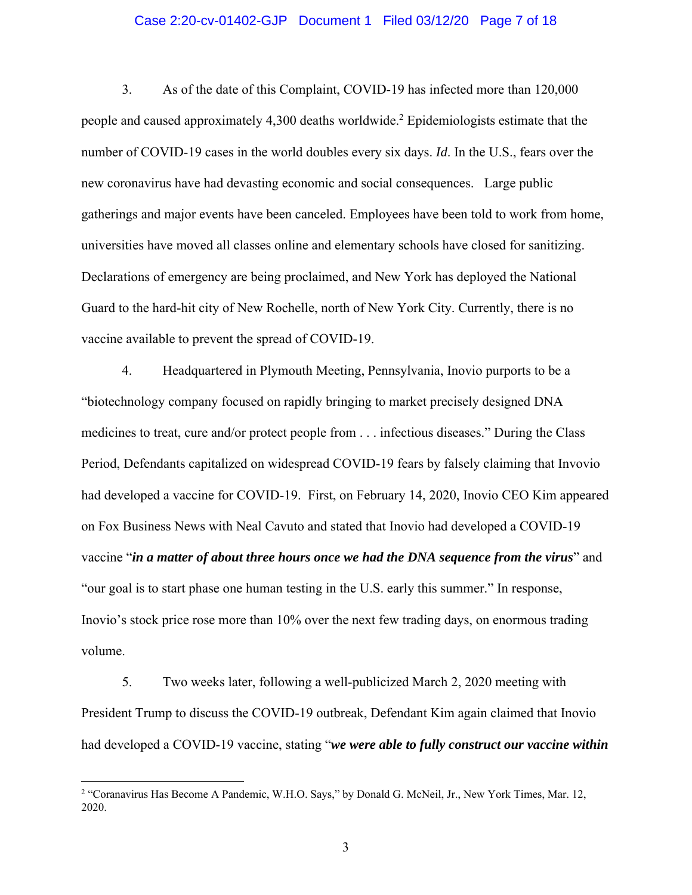3. As of the date of this Complaint, COVID-19 has infected more than 120,000 people and caused approximately 4,300 deaths worldwide.[2] Epidemiologists estimate that the number of COVID-19 cases in the world doubles every six days. *Id*. In the U.S., fears over the new coronavirus have had devasting economic and social consequences. Large public gatherings and major events have been canceled. Employees have been told to work from home, universities have moved all classes online and elementary schools have closed for sanitizing. Declarations of emergency are being proclaimed, and New York has deployed the National Guard to the hard-hit city of New Rochelle, north of New York City. Currently, there is no vaccine available to prevent the spread of COVID-19.

4. Headquartered in Plymouth Meeting, Pennsylvania, Inovio purports to be a "biotechnology company focused on rapidly bringing to market precisely designed DNA medicines to treat, cure and/or protect people from . . . infectious diseases." During the Class Period, Defendants capitalized on widespread COVID-19 fears by falsely claiming that Invovio had developed a vaccine for COVID-19. First, on February 14, 2020, Inovio CEO Kim appeared on Fox Business News with Neal Cavuto and stated that Inovio had developed a COVID-19 vaccine "***in a matter of about three hours once we had the DNA sequence from the virus***" and "our goal is to start phase one human testing in the U.S. early this summer." In response, Inovio's stock price rose more than 10% over the next few trading days, on enormous trading volume.

5. Two weeks later, following a well-publicized March 2, 2020 meeting with President Trump to discuss the COVID-19 outbreak, Defendant Kim again claimed that Inovio had developed a COVID-19 vaccine, stating "***we were able to fully construct our vaccine within***

[2] "Coranavirus Has Become A Pandemic, W.H.O. Says," by Donald G. McNeil, Jr., New York Times, Mar. 12, 2020.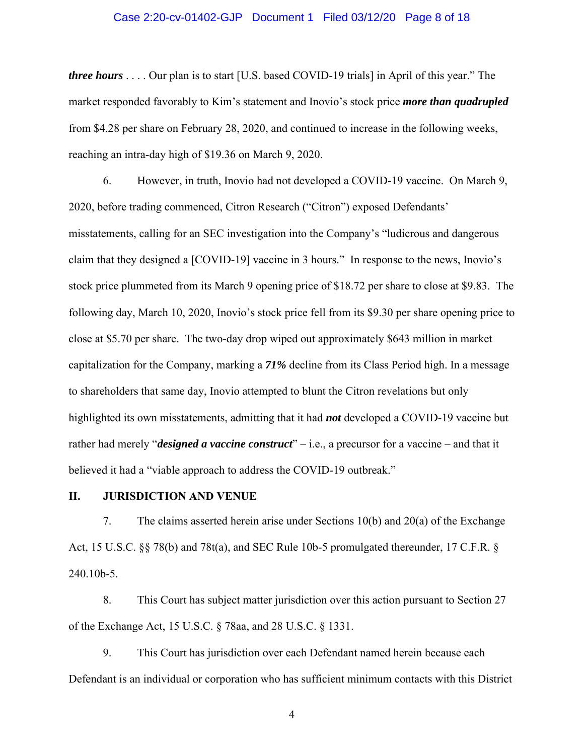***three hours*** . . . . Our plan is to start [U.S. based COVID-19 trials] in April of this year." The market responded favorably to Kim's statement and Inovio's stock price ***more than quadrupled*** from $4.28 per share on February 28, 2020, and continued to increase in the following weeks, reaching an intra-day high of $19.36 on March 9, 2020.

6. However, in truth, Inovio had not developed a COVID-19 vaccine. On March 9, 2020, before trading commenced, Citron Research ("Citron") exposed Defendants' misstatements, calling for an SEC investigation into the Company's "ludicrous and dangerous claim that they designed a [COVID-19] vaccine in 3 hours." In response to the news, Inovio's stock price plummeted from its March 9 opening price of $18.72 per share to close at $9.83. The following day, March 10, 2020, Inovio's stock price fell from its $9.30 per share opening price to close at $5.70 per share. The two-day drop wiped out approximately $643 million in market capitalization for the Company, marking a ***71%*** decline from its Class Period high. In a message to shareholders that same day, Inovio attempted to blunt the Citron revelations but only highlighted its own misstatements, admitting that it had ***not*** developed a COVID-19 vaccine but rather had merely "***designed a vaccine construct***" – i.e., a precursor for a vaccine – and that it believed it had a "viable approach to address the COVID-19 outbreak."

## II. JURISDICTION AND VENUE

7. The claims asserted herein arise under Sections 10(b) and 20(a) of the Exchange Act, 15 U.S.C. §§ 78(b) and 78t(a), and SEC Rule 10b-5 promulgated thereunder, 17 C.F.R. § 240.10b-5.

8. This Court has subject matter jurisdiction over this action pursuant to Section 27 of the Exchange Act, 15 U.S.C. § 78aa, and 28 U.S.C. § 1331.

9. This Court has jurisdiction over each Defendant named herein because each Defendant is an individual or corporation who has sufficient minimum contacts with this District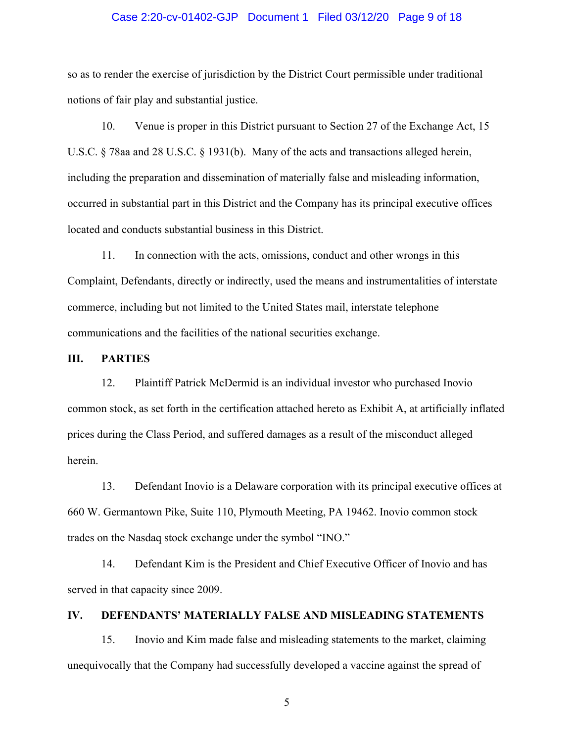so as to render the exercise of jurisdiction by the District Court permissible under traditional notions of fair play and substantial justice.

10. Venue is proper in this District pursuant to Section 27 of the Exchange Act, 15 U.S.C. § 78aa and 28 U.S.C. § 1931(b). Many of the acts and transactions alleged herein, including the preparation and dissemination of materially false and misleading information, occurred in substantial part in this District and the Company has its principal executive offices located and conducts substantial business in this District.

11. In connection with the acts, omissions, conduct and other wrongs in this Complaint, Defendants, directly or indirectly, used the means and instrumentalities of interstate commerce, including but not limited to the United States mail, interstate telephone communications and the facilities of the national securities exchange.

## III. PARTIES

12. Plaintiff Patrick McDermid is an individual investor who purchased Inovio common stock, as set forth in the certification attached hereto as Exhibit A, at artificially inflated prices during the Class Period, and suffered damages as a result of the misconduct alleged herein.

13. Defendant Inovio is a Delaware corporation with its principal executive offices at 660 W. Germantown Pike, Suite 110, Plymouth Meeting, PA 19462. Inovio common stock trades on the Nasdaq stock exchange under the symbol "INO."

14. Defendant Kim is the President and Chief Executive Officer of Inovio and has served in that capacity since 2009.

## IV. DEFENDANTS' MATERIALLY FALSE AND MISLEADING STATEMENTS

15. Inovio and Kim made false and misleading statements to the market, claiming unequivocally that the Company had successfully developed a vaccine against the spread of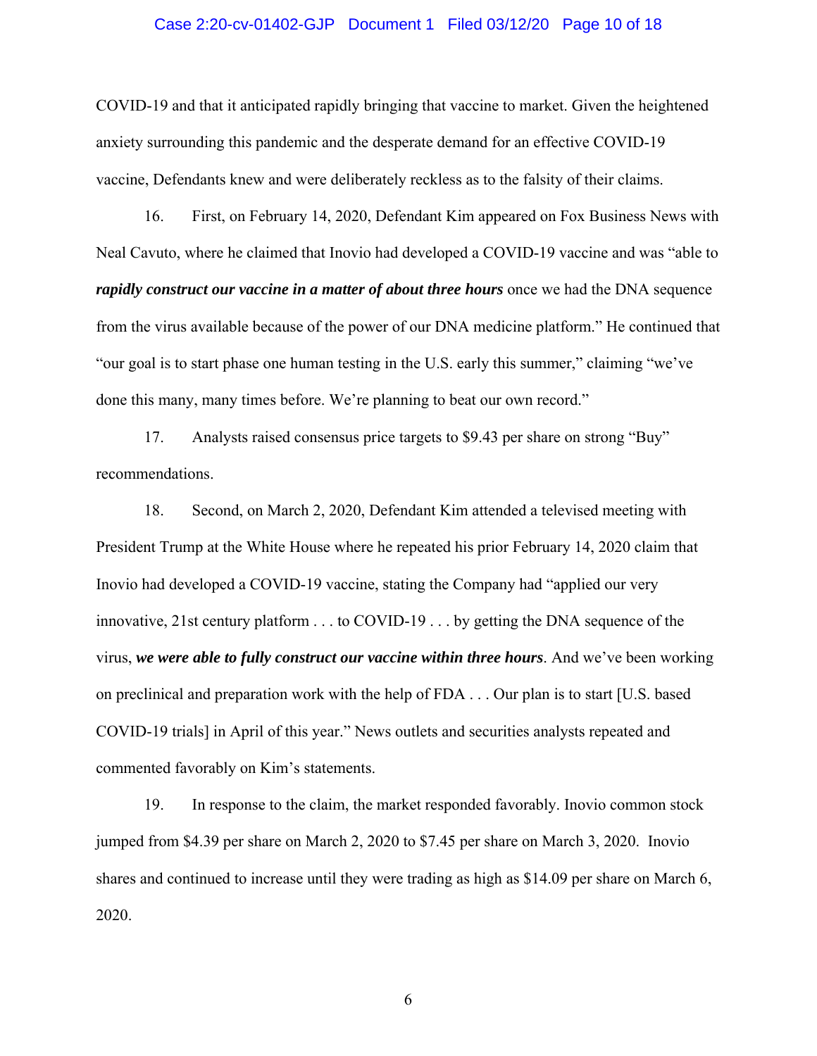COVID-19 and that it anticipated rapidly bringing that vaccine to market. Given the heightened anxiety surrounding this pandemic and the desperate demand for an effective COVID-19 vaccine, Defendants knew and were deliberately reckless as to the falsity of their claims.

16. First, on February 14, 2020, Defendant Kim appeared on Fox Business News with Neal Cavuto, where he claimed that Inovio had developed a COVID-19 vaccine and was "able to ***rapidly construct our vaccine in a matter of about three hours*** once we had the DNA sequence from the virus available because of the power of our DNA medicine platform." He continued that "our goal is to start phase one human testing in the U.S. early this summer," claiming "we've done this many, many times before. We're planning to beat our own record."

17. Analysts raised consensus price targets to $9.43 per share on strong "Buy" recommendations.

18. Second, on March 2, 2020, Defendant Kim attended a televised meeting with President Trump at the White House where he repeated his prior February 14, 2020 claim that Inovio had developed a COVID-19 vaccine, stating the Company had "applied our very innovative, 21st century platform . . . to COVID-19 . . . by getting the DNA sequence of the virus, ***we were able to fully construct our vaccine within three hours***. And we've been working on preclinical and preparation work with the help of FDA . . . Our plan is to start [U.S. based COVID-19 trials] in April of this year." News outlets and securities analysts repeated and commented favorably on Kim's statements.

19. In response to the claim, the market responded favorably. Inovio common stock jumped from $4.39 per share on March 2, 2020 to $7.45 per share on March 3, 2020. Inovio shares and continued to increase until they were trading as high as $14.09 per share on March 6, 2020.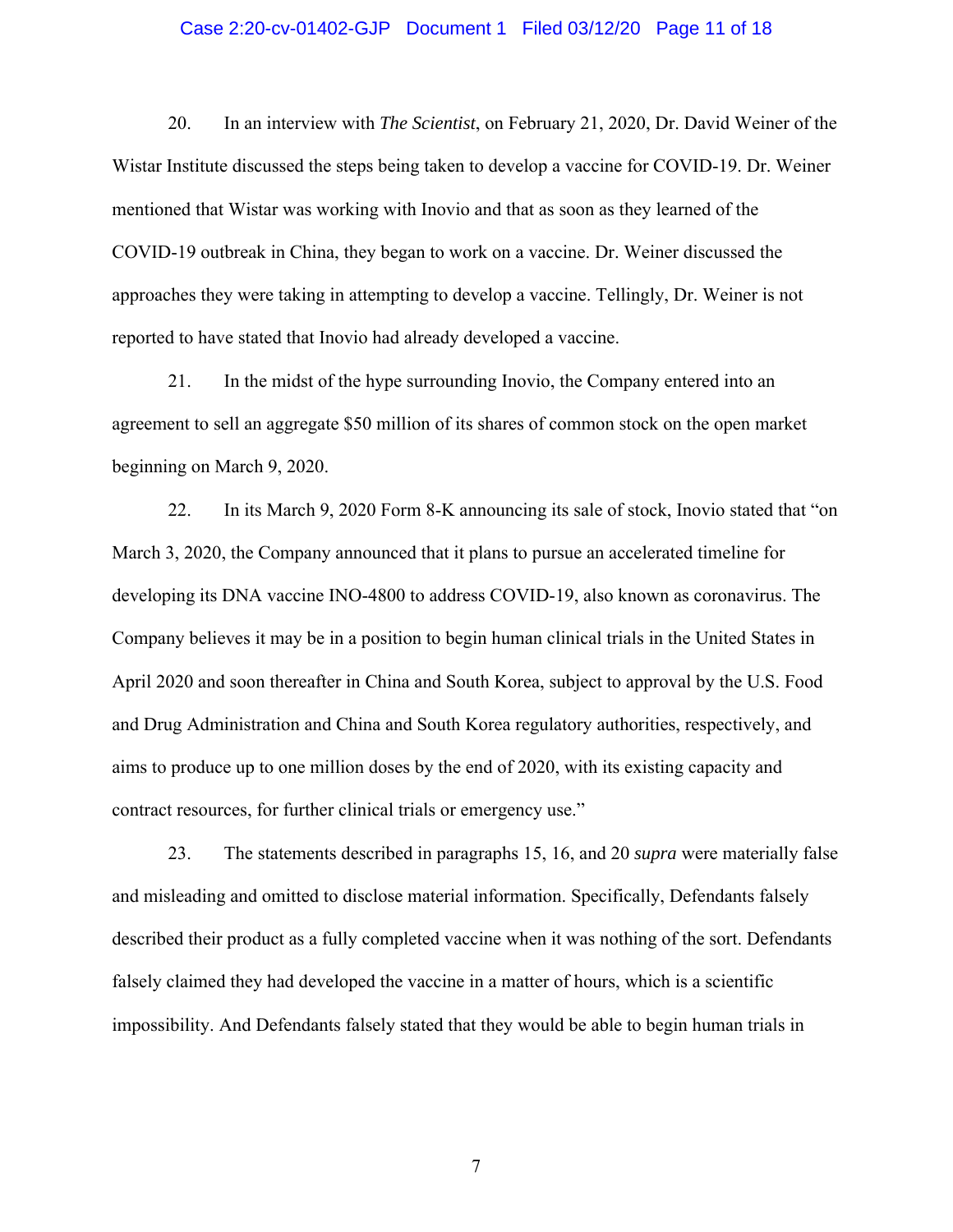20. In an interview with *The Scientist*, on February 21, 2020, Dr. David Weiner of the Wistar Institute discussed the steps being taken to develop a vaccine for COVID-19. Dr. Weiner mentioned that Wistar was working with Inovio and that as soon as they learned of the COVID-19 outbreak in China, they began to work on a vaccine. Dr. Weiner discussed the approaches they were taking in attempting to develop a vaccine. Tellingly, Dr. Weiner is not reported to have stated that Inovio had already developed a vaccine.

21. In the midst of the hype surrounding Inovio, the Company entered into an agreement to sell an aggregate $50 million of its shares of common stock on the open market beginning on March 9, 2020.

22. In its March 9, 2020 Form 8-K announcing its sale of stock, Inovio stated that "on March 3, 2020, the Company announced that it plans to pursue an accelerated timeline for developing its DNA vaccine INO-4800 to address COVID-19, also known as coronavirus. The Company believes it may be in a position to begin human clinical trials in the United States in April 2020 and soon thereafter in China and South Korea, subject to approval by the U.S. Food and Drug Administration and China and South Korea regulatory authorities, respectively, and aims to produce up to one million doses by the end of 2020, with its existing capacity and contract resources, for further clinical trials or emergency use."

23. The statements described in paragraphs 15, 16, and 20 *supra* were materially false and misleading and omitted to disclose material information. Specifically, Defendants falsely described their product as a fully completed vaccine when it was nothing of the sort. Defendants falsely claimed they had developed the vaccine in a matter of hours, which is a scientific impossibility. And Defendants falsely stated that they would be able to begin human trials in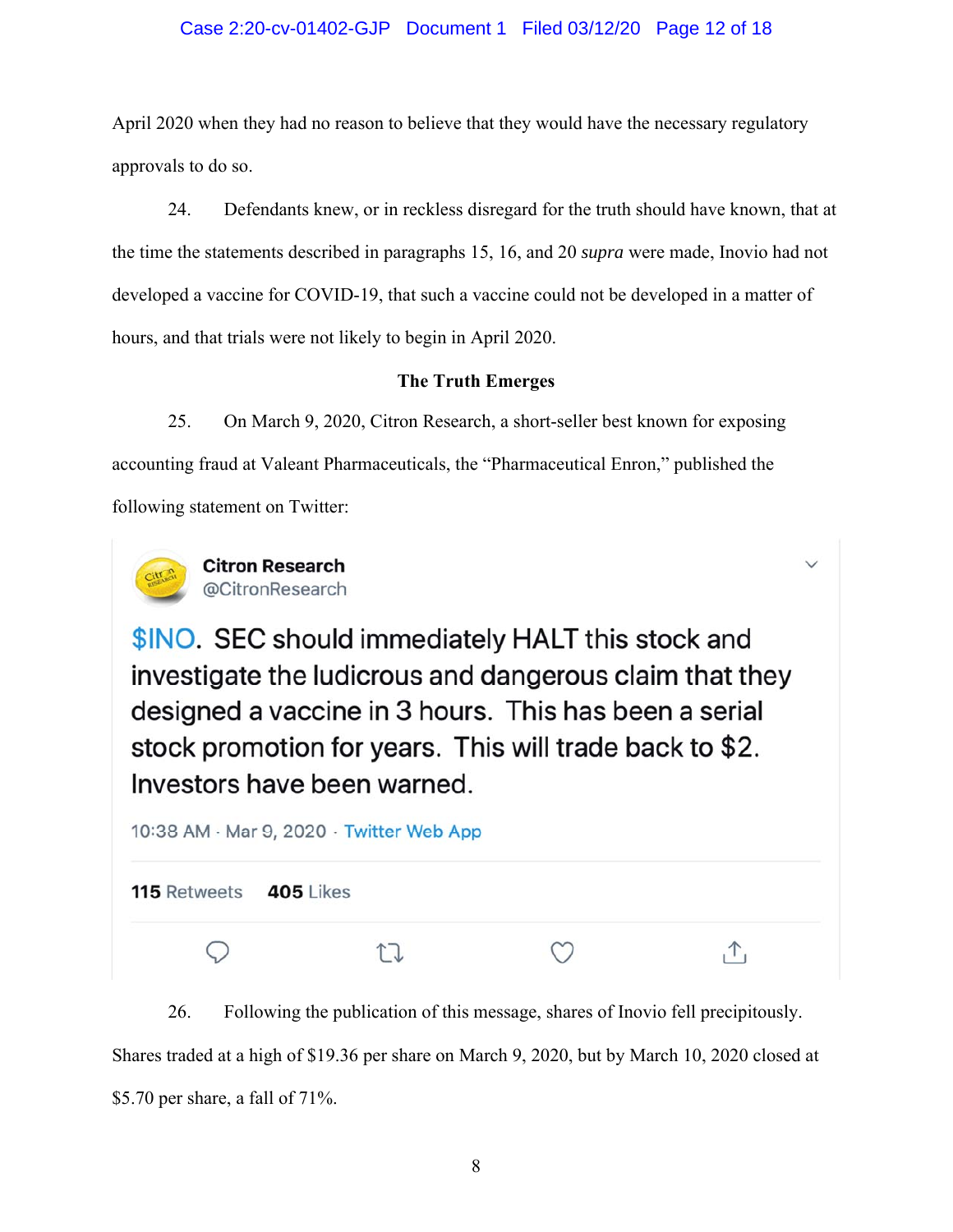April 2020 when they had no reason to believe that they would have the necessary regulatory approvals to do so.

24. Defendants knew, or in reckless disregard for the truth should have known, that at the time the statements described in paragraphs 15, 16, and 20 *supra* were made, Inovio had not developed a vaccine for COVID-19, that such a vaccine could not be developed in a matter of hours, and that trials were not likely to begin in April 2020.

**The Truth Emerges**

25. On March 9, 2020, Citron Research, a short-seller best known for exposing accounting fraud at Valeant Pharmaceuticals, the "Pharmaceutical Enron," published the following statement on Twitter:

> **Citron Research**
> @CitronResearch
>
> $INO. SEC should immediately HALT this stock and investigate the ludicrous and dangerous claim that they designed a vaccine in 3 hours. This has been a serial stock promotion for years. This will trade back to $2. Investors have been warned.
>
> 10:38 AM · Mar 9, 2020 · Twitter Web App
>
> **115** Retweets **405** Likes

26. Following the publication of this message, shares of Inovio fell precipitously. Shares traded at a high of $19.36 per share on March 9, 2020, but by March 10, 2020 closed at $5.70 per share, a fall of 71%.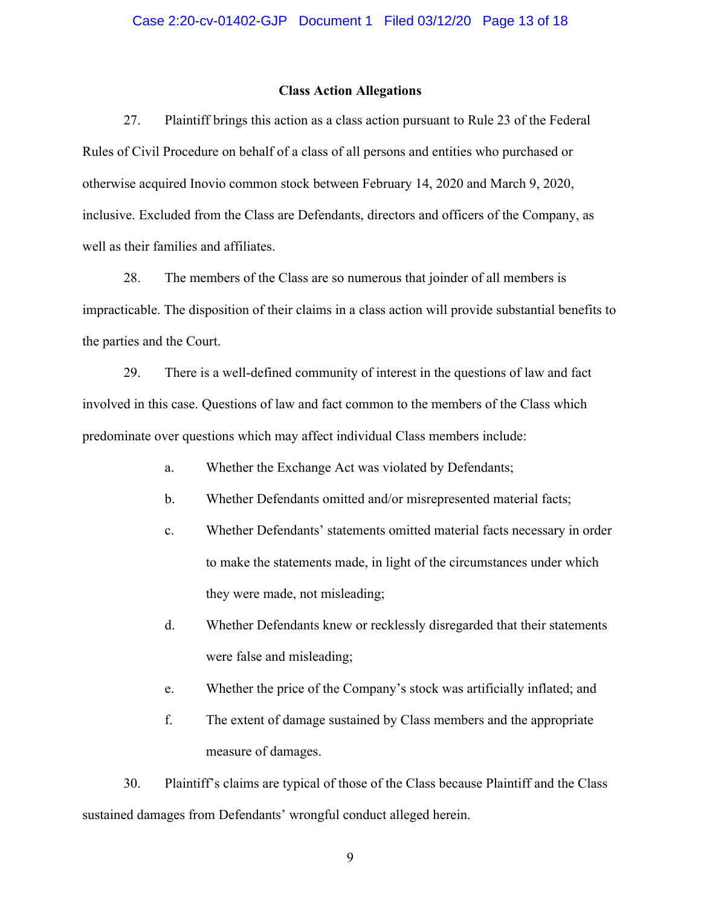**Class Action Allegations**

27. Plaintiff brings this action as a class action pursuant to Rule 23 of the Federal Rules of Civil Procedure on behalf of a class of all persons and entities who purchased or otherwise acquired Inovio common stock between February 14, 2020 and March 9, 2020, inclusive. Excluded from the Class are Defendants, directors and officers of the Company, as well as their families and affiliates.

28. The members of the Class are so numerous that joinder of all members is impracticable. The disposition of their claims in a class action will provide substantial benefits to the parties and the Court.

29. There is a well-defined community of interest in the questions of law and fact involved in this case. Questions of law and fact common to the members of the Class which predominate over questions which may affect individual Class members include:

a. Whether the Exchange Act was violated by Defendants;

b. Whether Defendants omitted and/or misrepresented material facts;

c. Whether Defendants' statements omitted material facts necessary in order to make the statements made, in light of the circumstances under which they were made, not misleading;

d. Whether Defendants knew or recklessly disregarded that their statements were false and misleading;

e. Whether the price of the Company's stock was artificially inflated; and

f. The extent of damage sustained by Class members and the appropriate measure of damages.

30. Plaintiff's claims are typical of those of the Class because Plaintiff and the Class sustained damages from Defendants' wrongful conduct alleged herein.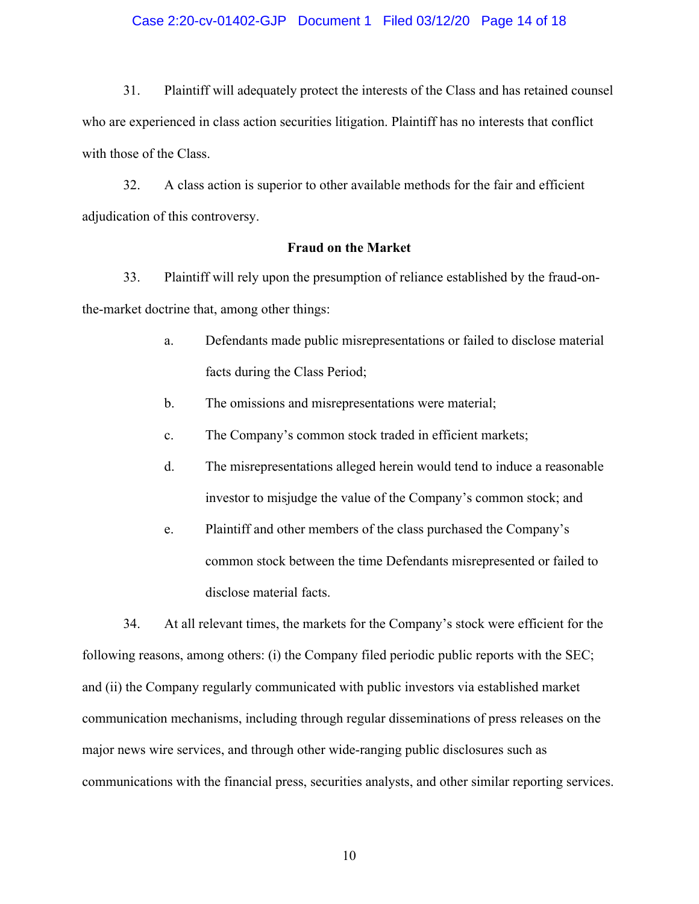31. Plaintiff will adequately protect the interests of the Class and has retained counsel who are experienced in class action securities litigation. Plaintiff has no interests that conflict with those of the Class.

32. A class action is superior to other available methods for the fair and efficient adjudication of this controversy.

**Fraud on the Market**

33. Plaintiff will rely upon the presumption of reliance established by the fraud-on-the-market doctrine that, among other things:

a. Defendants made public misrepresentations or failed to disclose material facts during the Class Period;

b. The omissions and misrepresentations were material;

c. The Company's common stock traded in efficient markets;

d. The misrepresentations alleged herein would tend to induce a reasonable investor to misjudge the value of the Company's common stock; and

e. Plaintiff and other members of the class purchased the Company's common stock between the time Defendants misrepresented or failed to disclose material facts.

34. At all relevant times, the markets for the Company's stock were efficient for the following reasons, among others: (i) the Company filed periodic public reports with the SEC; and (ii) the Company regularly communicated with public investors via established market communication mechanisms, including through regular disseminations of press releases on the major news wire services, and through other wide-ranging public disclosures such as communications with the financial press, securities analysts, and other similar reporting services.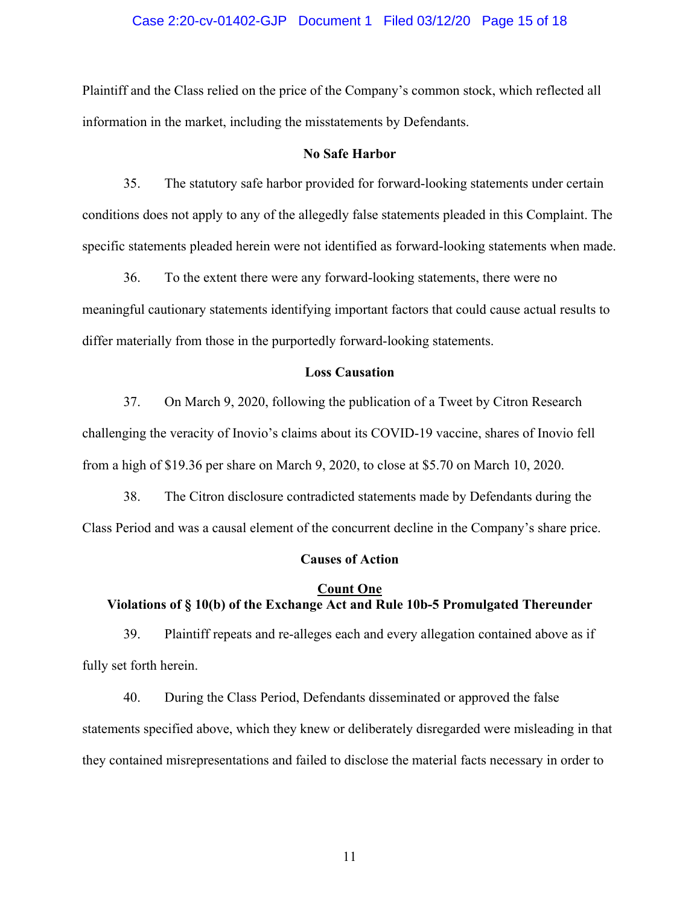Plaintiff and the Class relied on the price of the Company's common stock, which reflected all information in the market, including the misstatements by Defendants.

**No Safe Harbor**

35. The statutory safe harbor provided for forward-looking statements under certain conditions does not apply to any of the allegedly false statements pleaded in this Complaint. The specific statements pleaded herein were not identified as forward-looking statements when made.

36. To the extent there were any forward-looking statements, there were no meaningful cautionary statements identifying important factors that could cause actual results to differ materially from those in the purportedly forward-looking statements.

**Loss Causation**

37. On March 9, 2020, following the publication of a Tweet by Citron Research challenging the veracity of Inovio's claims about its COVID-19 vaccine, shares of Inovio fell from a high of $19.36 per share on March 9, 2020, to close at $5.70 on March 10, 2020.

38. The Citron disclosure contradicted statements made by Defendants during the Class Period and was a causal element of the concurrent decline in the Company's share price.

**Causes of Action**

**Count One**
**Violations of § 10(b) of the Exchange Act and Rule 10b-5 Promulgated Thereunder**

39. Plaintiff repeats and re-alleges each and every allegation contained above as if fully set forth herein.

40. During the Class Period, Defendants disseminated or approved the false statements specified above, which they knew or deliberately disregarded were misleading in that they contained misrepresentations and failed to disclose the material facts necessary in order to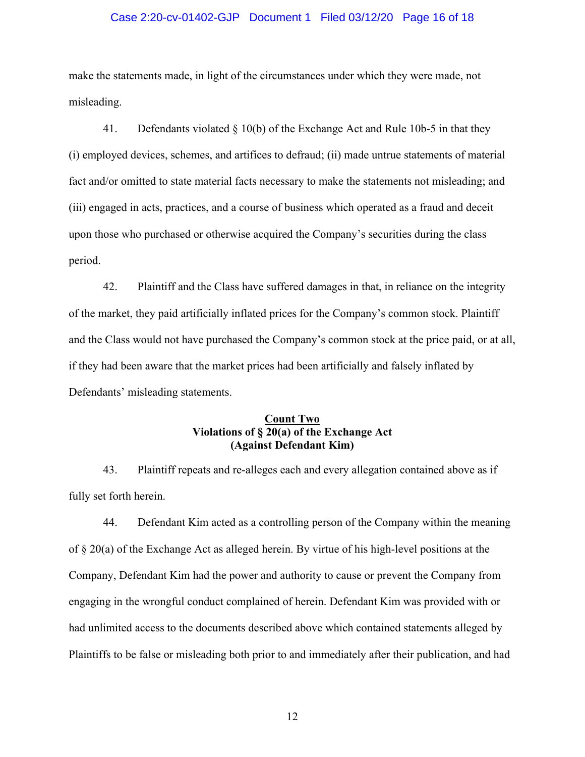make the statements made, in light of the circumstances under which they were made, not misleading.

41. Defendants violated § 10(b) of the Exchange Act and Rule 10b-5 in that they (i) employed devices, schemes, and artifices to defraud; (ii) made untrue statements of material fact and/or omitted to state material facts necessary to make the statements not misleading; and (iii) engaged in acts, practices, and a course of business which operated as a fraud and deceit upon those who purchased or otherwise acquired the Company's securities during the class period.

42. Plaintiff and the Class have suffered damages in that, in reliance on the integrity of the market, they paid artificially inflated prices for the Company's common stock. Plaintiff and the Class would not have purchased the Company's common stock at the price paid, or at all, if they had been aware that the market prices had been artificially and falsely inflated by Defendants' misleading statements.

**Count Two**
**Violations of § 20(a) of the Exchange Act**
**(Against Defendant Kim)**

43. Plaintiff repeats and re-alleges each and every allegation contained above as if fully set forth herein.

44. Defendant Kim acted as a controlling person of the Company within the meaning of § 20(a) of the Exchange Act as alleged herein. By virtue of his high-level positions at the Company, Defendant Kim had the power and authority to cause or prevent the Company from engaging in the wrongful conduct complained of herein. Defendant Kim was provided with or had unlimited access to the documents described above which contained statements alleged by Plaintiffs to be false or misleading both prior to and immediately after their publication, and had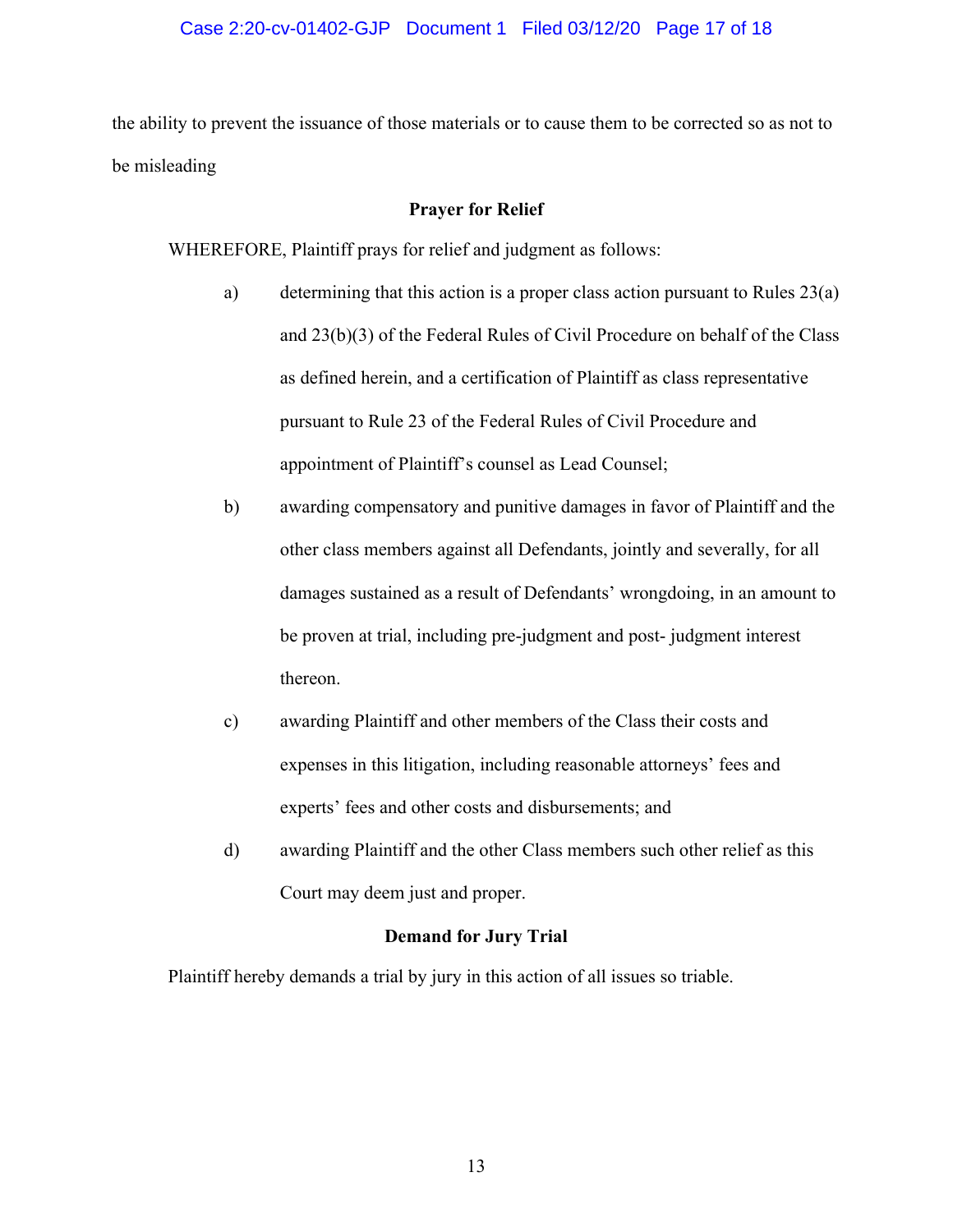the ability to prevent the issuance of those materials or to cause them to be corrected so as not to be misleading

## Prayer for Relief

WHEREFORE, Plaintiff prays for relief and judgment as follows:

a) determining that this action is a proper class action pursuant to Rules 23(a) and 23(b)(3) of the Federal Rules of Civil Procedure on behalf of the Class as defined herein, and a certification of Plaintiff as class representative pursuant to Rule 23 of the Federal Rules of Civil Procedure and appointment of Plaintiff's counsel as Lead Counsel;

b) awarding compensatory and punitive damages in favor of Plaintiff and the other class members against all Defendants, jointly and severally, for all damages sustained as a result of Defendants' wrongdoing, in an amount to be proven at trial, including pre-judgment and post- judgment interest thereon.

c) awarding Plaintiff and other members of the Class their costs and expenses in this litigation, including reasonable attorneys' fees and experts' fees and other costs and disbursements; and

d) awarding Plaintiff and the other Class members such other relief as this Court may deem just and proper.

## Demand for Jury Trial

Plaintiff hereby demands a trial by jury in this action of all issues so triable.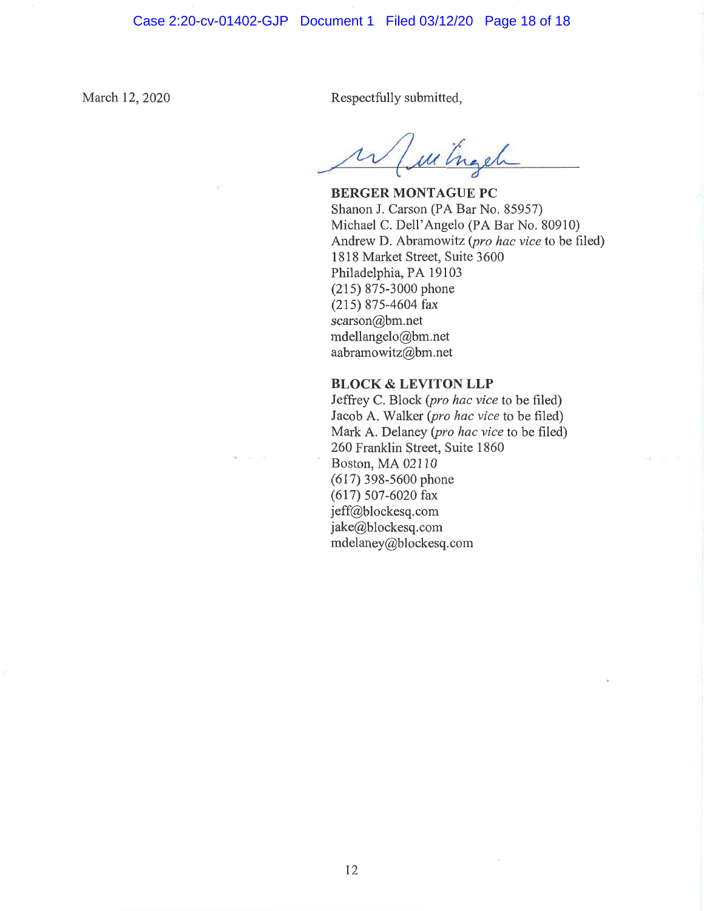March 12, 2020

Respectfully submitted,

**BERGER MONTAGUE PC**
Shanon J. Carson (PA Bar No. 85957)
Michael C. Dell'Angelo (PA Bar No. 80910)
Andrew D. Abramowitz (*pro hac vice* to be filed)
1818 Market Street, Suite 3600
Philadelphia, PA 19103
(215) 875-3000 phone
(215) 875-4604 fax
scarson@bm.net
mdellangelo@bm.net
aabramowitz@bm.net

**BLOCK & LEVITON LLP**
Jeffrey C. Block (*pro hac vice* to be filed)
Jacob A. Walker (*pro hac vice* to be filed)
Mark A. Delaney (*pro hac vice* to be filed)
260 Franklin Street, Suite 1860
Boston, MA 02110
(617) 398-5600 phone
(617) 507-6020 fax
jeff@blockesq.com
jake@blockesq.com
mdelaney@blockesq.com